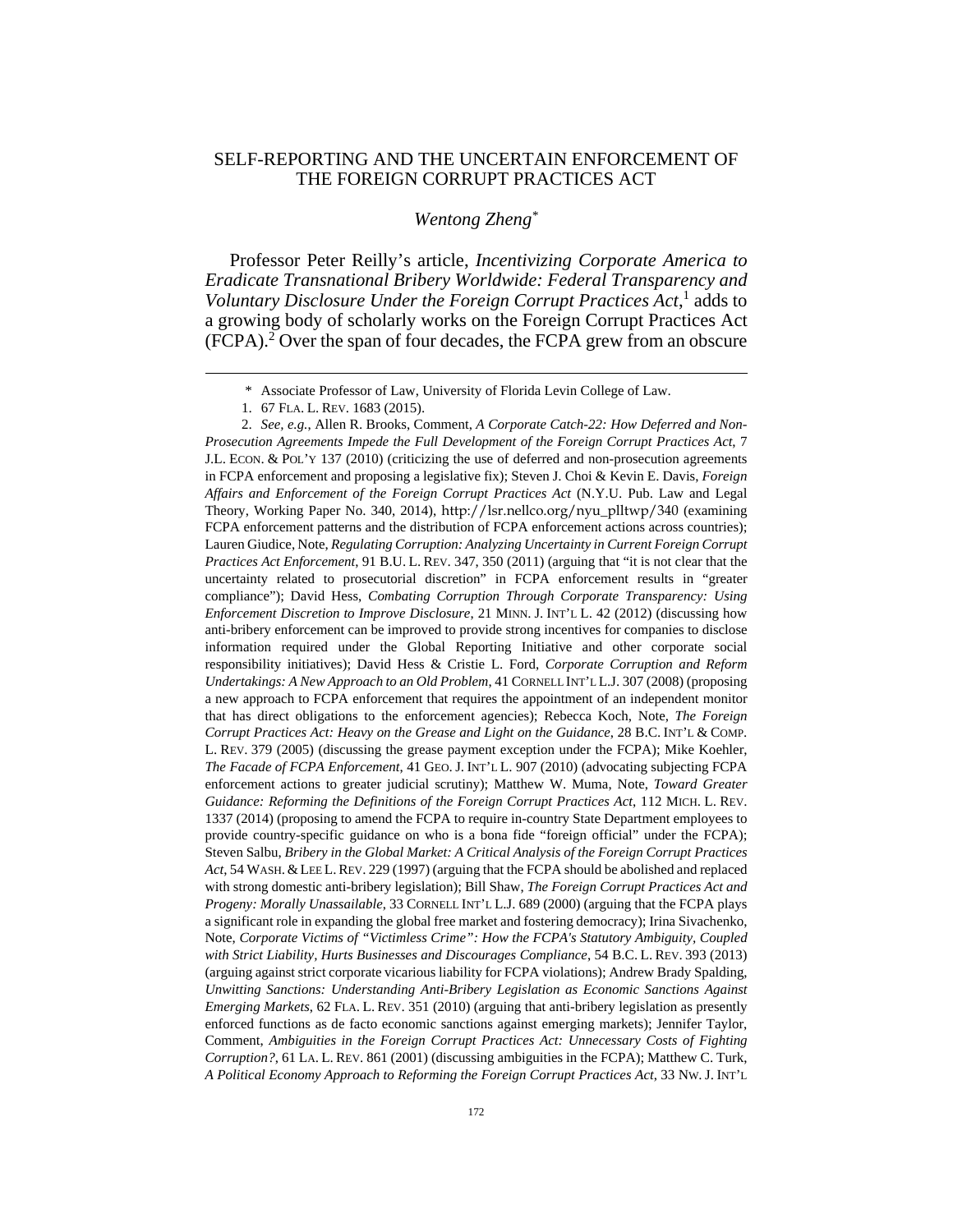# SELF-REPORTING AND THE UNCERTAIN ENFORCEMENT OF THE FOREIGN CORRUPT PRACTICES ACT

*Wentong Zheng*[*]

Professor Peter Reilly's article, *Incentivizing Corporate America to Eradicate Transnational Bribery Worldwide: Federal Transparency and Voluntary Disclosure Under the Foreign Corrupt Practices Act*,[1] adds to a growing body of scholarly works on the Foreign Corrupt Practices Act (FCPA).[2] Over the span of four decades, the FCPA grew from an obscure

---

\* Associate Professor of Law, University of Florida Levin College of Law.

1. 67 FLA. L. REV. 1683 (2015).

2. *See, e.g.*, Allen R. Brooks, Comment, *A Corporate Catch-22: How Deferred and Non-Prosecution Agreements Impede the Full Development of the Foreign Corrupt Practices Act*, 7 J.L. ECON. & POL'Y 137 (2010) (criticizing the use of deferred and non-prosecution agreements in FCPA enforcement and proposing a legislative fix); Steven J. Choi & Kevin E. Davis, *Foreign Affairs and Enforcement of the Foreign Corrupt Practices Act* (N.Y.U. Pub. Law and Legal Theory, Working Paper No. 340, 2014), http://lsr.nellco.org/nyu_plltwp/340 (examining FCPA enforcement patterns and the distribution of FCPA enforcement actions across countries); Lauren Giudice, Note, *Regulating Corruption: Analyzing Uncertainty in Current Foreign Corrupt Practices Act Enforcement*, 91 B.U. L. REV. 347, 350 (2011) (arguing that "it is not clear that the uncertainty related to prosecutorial discretion" in FCPA enforcement results in "greater compliance"); David Hess, *Combating Corruption Through Corporate Transparency: Using Enforcement Discretion to Improve Disclosure*, 21 MINN. J. INT'L L. 42 (2012) (discussing how anti-bribery enforcement can be improved to provide strong incentives for companies to disclose information required under the Global Reporting Initiative and other corporate social responsibility initiatives); David Hess & Cristie L. Ford, *Corporate Corruption and Reform Undertakings: A New Approach to an Old Problem*, 41 CORNELL INT'L L.J. 307 (2008) (proposing a new approach to FCPA enforcement that requires the appointment of an independent monitor that has direct obligations to the enforcement agencies); Rebecca Koch, Note, *The Foreign Corrupt Practices Act: Heavy on the Grease and Light on the Guidance*, 28 B.C. INT'L & COMP. L. REV. 379 (2005) (discussing the grease payment exception under the FCPA); Mike Koehler, *The Facade of FCPA Enforcement*, 41 GEO. J. INT'L L. 907 (2010) (advocating subjecting FCPA enforcement actions to greater judicial scrutiny); Matthew W. Muma, Note, *Toward Greater Guidance: Reforming the Definitions of the Foreign Corrupt Practices Act*, 112 MICH. L. REV. 1337 (2014) (proposing to amend the FCPA to require in-country State Department employees to provide country-specific guidance on who is a bona fide "foreign official" under the FCPA); Steven Salbu, *Bribery in the Global Market: A Critical Analysis of the Foreign Corrupt Practices Act*, 54 WASH. & LEE L. REV. 229 (1997) (arguing that the FCPA should be abolished and replaced with strong domestic anti-bribery legislation); Bill Shaw, *The Foreign Corrupt Practices Act and Progeny: Morally Unassailable*, 33 CORNELL INT'L L.J. 689 (2000) (arguing that the FCPA plays a significant role in expanding the global free market and fostering democracy); Irina Sivachenko, Note, *Corporate Victims of "Victimless Crime": How the FCPA's Statutory Ambiguity, Coupled with Strict Liability, Hurts Businesses and Discourages Compliance*, 54 B.C. L. REV. 393 (2013) (arguing against strict corporate vicarious liability for FCPA violations); Andrew Brady Spalding, *Unwitting Sanctions: Understanding Anti-Bribery Legislation as Economic Sanctions Against Emerging Markets*, 62 FLA. L. REV. 351 (2010) (arguing that anti-bribery legislation as presently enforced functions as de facto economic sanctions against emerging markets); Jennifer Taylor, Comment, *Ambiguities in the Foreign Corrupt Practices Act: Unnecessary Costs of Fighting Corruption?*, 61 LA. L. REV. 861 (2001) (discussing ambiguities in the FCPA); Matthew C. Turk, *A Political Economy Approach to Reforming the Foreign Corrupt Practices Act*, 33 NW. J. INT'L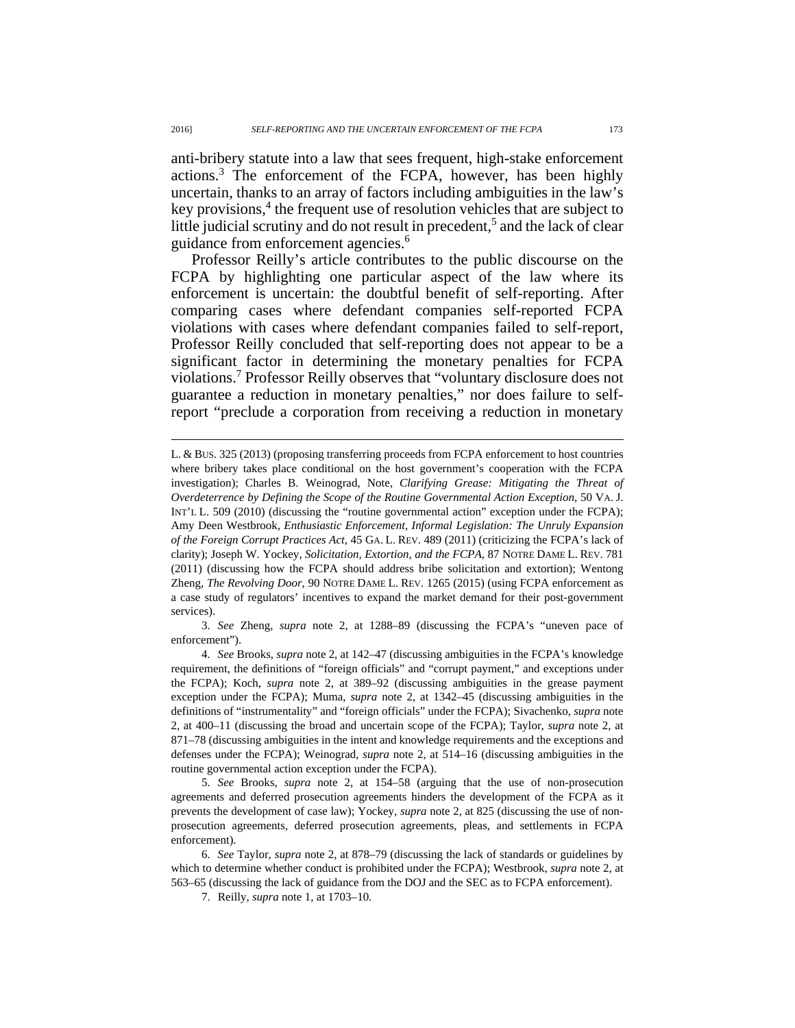anti-bribery statute into a law that sees frequent, high-stake enforcement actions.[3] The enforcement of the FCPA, however, has been highly uncertain, thanks to an array of factors including ambiguities in the law's key provisions,[4] the frequent use of resolution vehicles that are subject to little judicial scrutiny and do not result in precedent,[5] and the lack of clear guidance from enforcement agencies.[6]

Professor Reilly's article contributes to the public discourse on the FCPA by highlighting one particular aspect of the law where its enforcement is uncertain: the doubtful benefit of self-reporting. After comparing cases where defendant companies self-reported FCPA violations with cases where defendant companies failed to self-report, Professor Reilly concluded that self-reporting does not appear to be a significant factor in determining the monetary penalties for FCPA violations.[7] Professor Reilly observes that "voluntary disclosure does not guarantee a reduction in monetary penalties," nor does failure to self-report "preclude a corporation from receiving a reduction in monetary

---

L. & BUS. 325 (2013) (proposing transferring proceeds from FCPA enforcement to host countries where bribery takes place conditional on the host government's cooperation with the FCPA investigation); Charles B. Weinograd, Note, *Clarifying Grease: Mitigating the Threat of Overdeterrence by Defining the Scope of the Routine Governmental Action Exception*, 50 VA. J. INT'L L. 509 (2010) (discussing the "routine governmental action" exception under the FCPA); Amy Deen Westbrook, *Enthusiastic Enforcement, Informal Legislation: The Unruly Expansion of the Foreign Corrupt Practices Act*, 45 GA. L. REV. 489 (2011) (criticizing the FCPA's lack of clarity); Joseph W. Yockey, *Solicitation, Extortion, and the FCPA*, 87 NOTRE DAME L. REV. 781 (2011) (discussing how the FCPA should address bribe solicitation and extortion); Wentong Zheng, *The Revolving Door*, 90 NOTRE DAME L. REV. 1265 (2015) (using FCPA enforcement as a case study of regulators' incentives to expand the market demand for their post-government services).

3. *See* Zheng, *supra* note 2, at 1288–89 (discussing the FCPA's "uneven pace of enforcement").

4. *See* Brooks, *supra* note 2, at 142–47 (discussing ambiguities in the FCPA's knowledge requirement, the definitions of "foreign officials" and "corrupt payment," and exceptions under the FCPA); Koch, *supra* note 2, at 389–92 (discussing ambiguities in the grease payment exception under the FCPA); Muma, *supra* note 2, at 1342–45 (discussing ambiguities in the definitions of "instrumentality" and "foreign officials" under the FCPA); Sivachenko, *supra* note 2, at 400–11 (discussing the broad and uncertain scope of the FCPA); Taylor, *supra* note 2, at 871–78 (discussing ambiguities in the intent and knowledge requirements and the exceptions and defenses under the FCPA); Weinograd, *supra* note 2, at 514–16 (discussing ambiguities in the routine governmental action exception under the FCPA).

5. *See* Brooks, *supra* note 2, at 154–58 (arguing that the use of non-prosecution agreements and deferred prosecution agreements hinders the development of the FCPA as it prevents the development of case law); Yockey, *supra* note 2, at 825 (discussing the use of non-prosecution agreements, deferred prosecution agreements, pleas, and settlements in FCPA enforcement).

6. *See* Taylor, *supra* note 2, at 878–79 (discussing the lack of standards or guidelines by which to determine whether conduct is prohibited under the FCPA); Westbrook, *supra* note 2, at 563–65 (discussing the lack of guidance from the DOJ and the SEC as to FCPA enforcement).

7. Reilly, *supra* note 1, at 1703–10.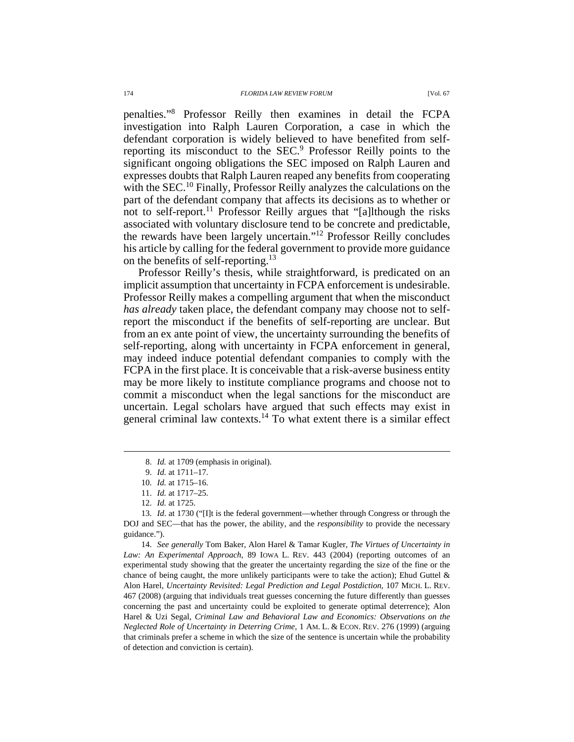penalties."[8] Professor Reilly then examines in detail the FCPA investigation into Ralph Lauren Corporation, a case in which the defendant corporation is widely believed to have benefited from self-reporting its misconduct to the SEC.[9] Professor Reilly points to the significant ongoing obligations the SEC imposed on Ralph Lauren and expresses doubts that Ralph Lauren reaped any benefits from cooperating with the SEC.[10] Finally, Professor Reilly analyzes the calculations on the part of the defendant company that affects its decisions as to whether or not to self-report.[11] Professor Reilly argues that "[a]lthough the risks associated with voluntary disclosure tend to be concrete and predictable, the rewards have been largely uncertain."[12] Professor Reilly concludes his article by calling for the federal government to provide more guidance on the benefits of self-reporting.[13]

Professor Reilly's thesis, while straightforward, is predicated on an implicit assumption that uncertainty in FCPA enforcement is undesirable. Professor Reilly makes a compelling argument that when the misconduct *has already* taken place, the defendant company may choose not to self-report the misconduct if the benefits of self-reporting are unclear. But from an ex ante point of view, the uncertainty surrounding the benefits of self-reporting, along with uncertainty in FCPA enforcement in general, may indeed induce potential defendant companies to comply with the FCPA in the first place. It is conceivable that a risk-averse business entity may be more likely to institute compliance programs and choose not to commit a misconduct when the legal sanctions for the misconduct are uncertain. Legal scholars have argued that such effects may exist in general criminal law contexts.[14] To what extent there is a similar effect

---

8. *Id.* at 1709 (emphasis in original).

9. *Id.* at 1711–17.

10. *Id.* at 1715–16.

11. *Id.* at 1717–25.

12. *Id.* at 1725.

13. *Id*. at 1730 ("[I]t is the federal government—whether through Congress or through the DOJ and SEC—that has the power, the ability, and the *responsibility* to provide the necessary guidance.").

14. *See generally* Tom Baker, Alon Harel & Tamar Kugler, *The Virtues of Uncertainty in Law: An Experimental Approach*, 89 IOWA L. REV. 443 (2004) (reporting outcomes of an experimental study showing that the greater the uncertainty regarding the size of the fine or the chance of being caught, the more unlikely participants were to take the action); Ehud Guttel & Alon Harel, *Uncertainty Revisited: Legal Prediction and Legal Postdiction*, 107 MICH. L. REV. 467 (2008) (arguing that individuals treat guesses concerning the future differently than guesses concerning the past and uncertainty could be exploited to generate optimal deterrence); Alon Harel & Uzi Segal, *Criminal Law and Behavioral Law and Economics: Observations on the Neglected Role of Uncertainty in Deterring Crime*, 1 AM. L. & ECON. REV. 276 (1999) (arguing that criminals prefer a scheme in which the size of the sentence is uncertain while the probability of detection and conviction is certain).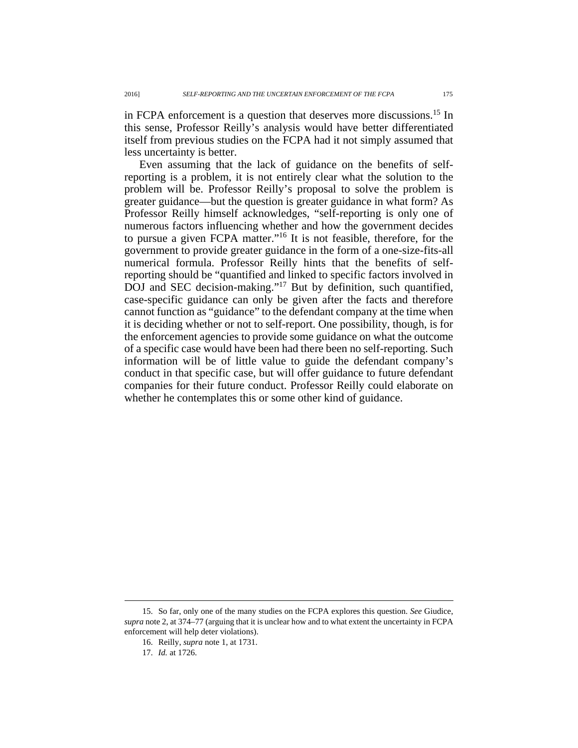in FCPA enforcement is a question that deserves more discussions.[15] In this sense, Professor Reilly's analysis would have better differentiated itself from previous studies on the FCPA had it not simply assumed that less uncertainty is better.

Even assuming that the lack of guidance on the benefits of self-reporting is a problem, it is not entirely clear what the solution to the problem will be. Professor Reilly's proposal to solve the problem is greater guidance—but the question is greater guidance in what form? As Professor Reilly himself acknowledges, "self-reporting is only one of numerous factors influencing whether and how the government decides to pursue a given FCPA matter."[16] It is not feasible, therefore, for the government to provide greater guidance in the form of a one-size-fits-all numerical formula. Professor Reilly hints that the benefits of self-reporting should be "quantified and linked to specific factors involved in DOJ and SEC decision-making."[17] But by definition, such quantified, case-specific guidance can only be given after the facts and therefore cannot function as "guidance" to the defendant company at the time when it is deciding whether or not to self-report. One possibility, though, is for the enforcement agencies to provide some guidance on what the outcome of a specific case would have been had there been no self-reporting. Such information will be of little value to guide the defendant company's conduct in that specific case, but will offer guidance to future defendant companies for their future conduct. Professor Reilly could elaborate on whether he contemplates this or some other kind of guidance.

---

15. So far, only one of the many studies on the FCPA explores this question. *See* Giudice, *supra* note 2, at 374–77 (arguing that it is unclear how and to what extent the uncertainty in FCPA enforcement will help deter violations).

16. Reilly, *supra* note 1, at 1731.

17. *Id.* at 1726.